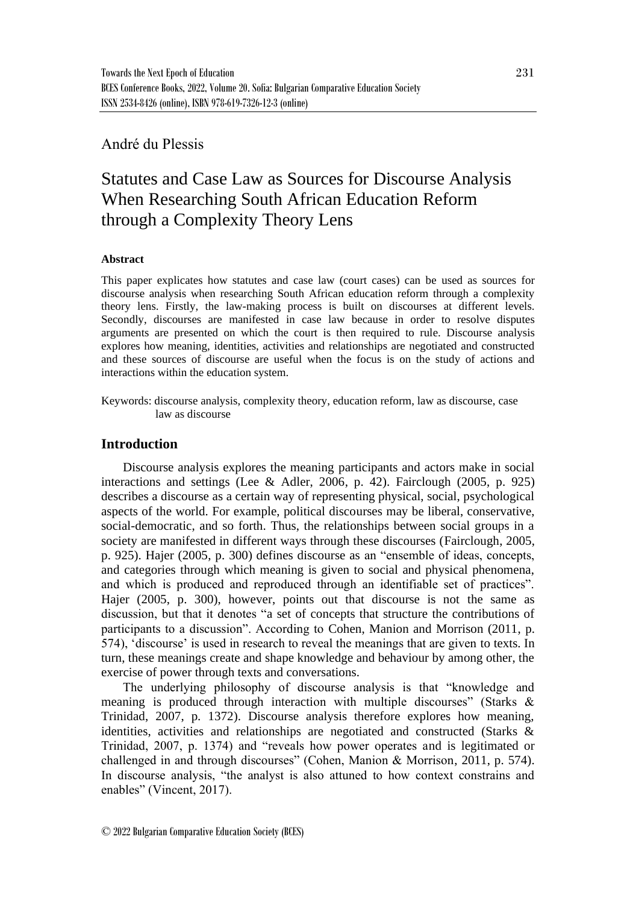André du Plessis

# Statutes and Case Law as Sources for Discourse Analysis When Researching South African Education Reform through a Complexity Theory Lens

**Abstract**

This paper explicates how statutes and case law (court cases) can be used as sources for discourse analysis when researching South African education reform through a complexity theory lens. Firstly, the law-making process is built on discourses at different levels. Secondly, discourses are manifested in case law because in order to resolve disputes arguments are presented on which the court is then required to rule. Discourse analysis explores how meaning, identities, activities and relationships are negotiated and constructed and these sources of discourse are useful when the focus is on the study of actions and interactions within the education system.

Keywords: discourse analysis, complexity theory, education reform, law as discourse, case law as discourse

## Introduction

Discourse analysis explores the meaning participants and actors make in social interactions and settings (Lee & Adler, 2006, p. 42). Fairclough (2005, p. 925) describes a discourse as a certain way of representing physical, social, psychological aspects of the world. For example, political discourses may be liberal, conservative, social-democratic, and so forth. Thus, the relationships between social groups in a society are manifested in different ways through these discourses (Fairclough, 2005, p. 925). Hajer (2005, p. 300) defines discourse as an "ensemble of ideas, concepts, and categories through which meaning is given to social and physical phenomena, and which is produced and reproduced through an identifiable set of practices". Hajer (2005, p. 300), however, points out that discourse is not the same as discussion, but that it denotes "a set of concepts that structure the contributions of participants to a discussion". According to Cohen, Manion and Morrison (2011, p. 574), 'discourse' is used in research to reveal the meanings that are given to texts. In turn, these meanings create and shape knowledge and behaviour by among other, the exercise of power through texts and conversations.

The underlying philosophy of discourse analysis is that "knowledge and meaning is produced through interaction with multiple discourses" (Starks & Trinidad, 2007, p. 1372). Discourse analysis therefore explores how meaning, identities, activities and relationships are negotiated and constructed (Starks & Trinidad, 2007, p. 1374) and "reveals how power operates and is legitimated or challenged in and through discourses" (Cohen, Manion & Morrison, 2011, p. 574). In discourse analysis, "the analyst is also attuned to how context constrains and enables" (Vincent, 2017).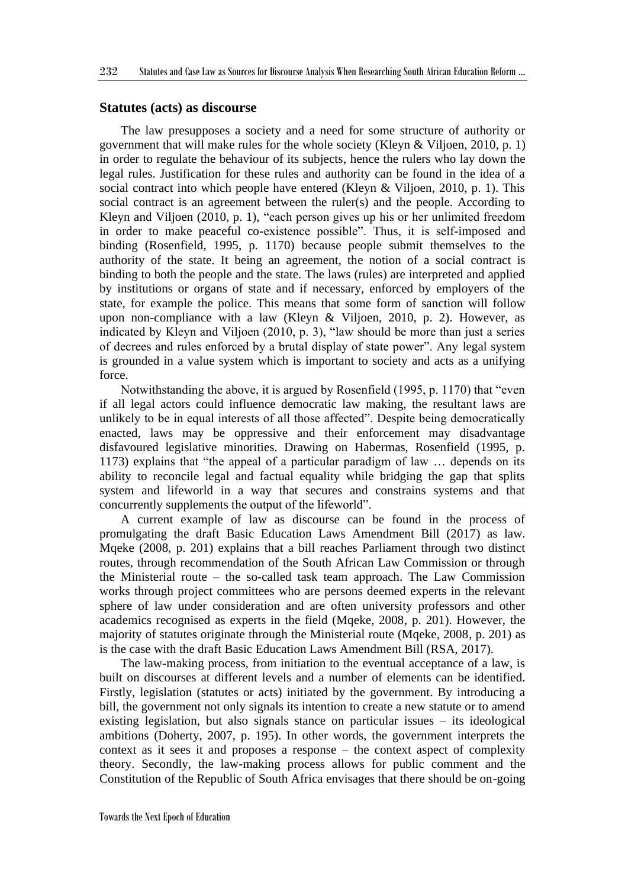## Statutes (acts) as discourse

The law presupposes a society and a need for some structure of authority or government that will make rules for the whole society (Kleyn & Viljoen, 2010, p. 1) in order to regulate the behaviour of its subjects, hence the rulers who lay down the legal rules. Justification for these rules and authority can be found in the idea of a social contract into which people have entered (Kleyn & Viljoen, 2010, p. 1). This social contract is an agreement between the ruler(s) and the people. According to Kleyn and Viljoen (2010, p. 1), "each person gives up his or her unlimited freedom in order to make peaceful co-existence possible". Thus, it is self-imposed and binding (Rosenfield, 1995, p. 1170) because people submit themselves to the authority of the state. It being an agreement, the notion of a social contract is binding to both the people and the state. The laws (rules) are interpreted and applied by institutions or organs of state and if necessary, enforced by employers of the state, for example the police. This means that some form of sanction will follow upon non-compliance with a law (Kleyn & Viljoen, 2010, p. 2). However, as indicated by Kleyn and Viljoen (2010, p. 3), "law should be more than just a series of decrees and rules enforced by a brutal display of state power". Any legal system is grounded in a value system which is important to society and acts as a unifying force.

Notwithstanding the above, it is argued by Rosenfield (1995, p. 1170) that "even if all legal actors could influence democratic law making, the resultant laws are unlikely to be in equal interests of all those affected". Despite being democratically enacted, laws may be oppressive and their enforcement may disadvantage disfavoured legislative minorities. Drawing on Habermas, Rosenfield (1995, p. 1173) explains that "the appeal of a particular paradigm of law … depends on its ability to reconcile legal and factual equality while bridging the gap that splits system and lifeworld in a way that secures and constrains systems and that concurrently supplements the output of the lifeworld".

A current example of law as discourse can be found in the process of promulgating the draft Basic Education Laws Amendment Bill (2017) as law. Mqeke (2008, p. 201) explains that a bill reaches Parliament through two distinct routes, through recommendation of the South African Law Commission or through the Ministerial route – the so-called task team approach. The Law Commission works through project committees who are persons deemed experts in the relevant sphere of law under consideration and are often university professors and other academics recognised as experts in the field (Mqeke, 2008, p. 201). However, the majority of statutes originate through the Ministerial route (Mqeke, 2008, p. 201) as is the case with the draft Basic Education Laws Amendment Bill (RSA, 2017).

The law-making process, from initiation to the eventual acceptance of a law, is built on discourses at different levels and a number of elements can be identified. Firstly, legislation (statutes or acts) initiated by the government. By introducing a bill, the government not only signals its intention to create a new statute or to amend existing legislation, but also signals stance on particular issues – its ideological ambitions (Doherty, 2007, p. 195). In other words, the government interprets the context as it sees it and proposes a response – the context aspect of complexity theory. Secondly, the law-making process allows for public comment and the Constitution of the Republic of South Africa envisages that there should be on-going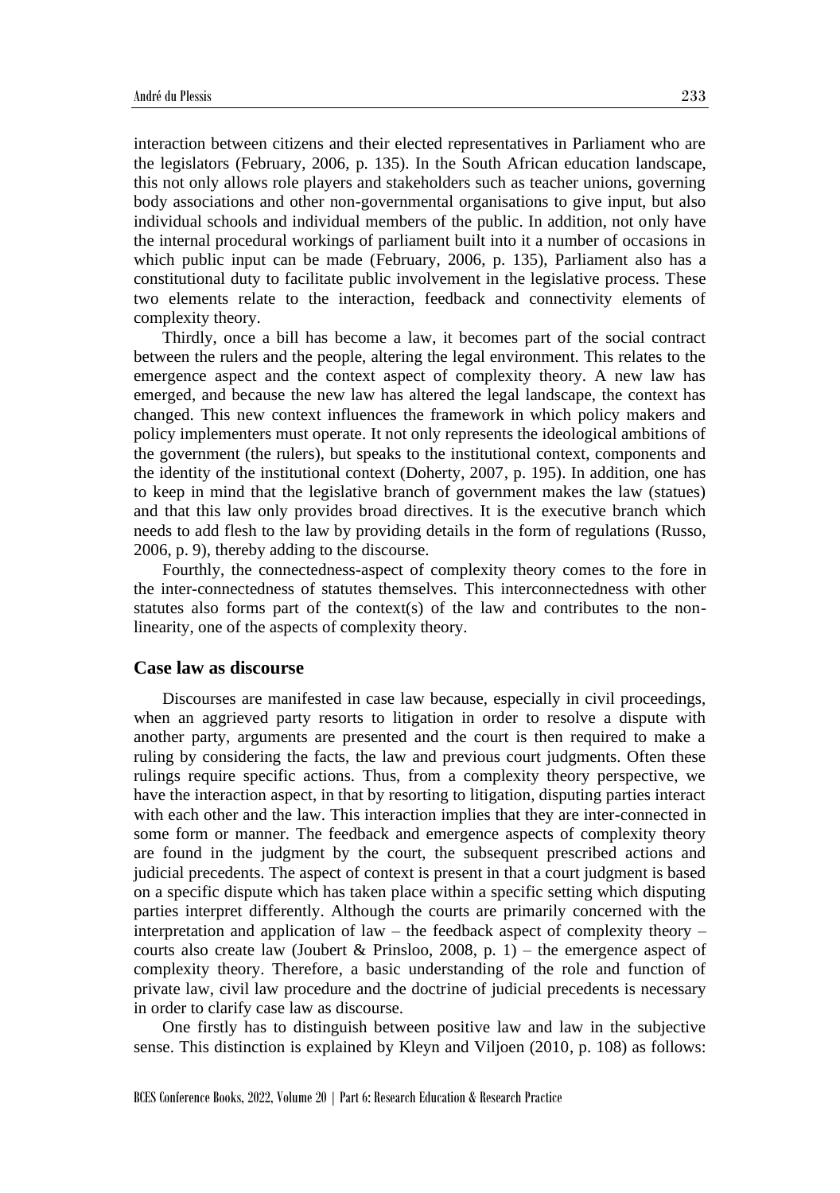interaction between citizens and their elected representatives in Parliament who are the legislators (February, 2006, p. 135). In the South African education landscape, this not only allows role players and stakeholders such as teacher unions, governing body associations and other non-governmental organisations to give input, but also individual schools and individual members of the public. In addition, not only have the internal procedural workings of parliament built into it a number of occasions in which public input can be made (February, 2006, p. 135), Parliament also has a constitutional duty to facilitate public involvement in the legislative process. These two elements relate to the interaction, feedback and connectivity elements of complexity theory.

Thirdly, once a bill has become a law, it becomes part of the social contract between the rulers and the people, altering the legal environment. This relates to the emergence aspect and the context aspect of complexity theory. A new law has emerged, and because the new law has altered the legal landscape, the context has changed. This new context influences the framework in which policy makers and policy implementers must operate. It not only represents the ideological ambitions of the government (the rulers), but speaks to the institutional context, components and the identity of the institutional context (Doherty, 2007, p. 195). In addition, one has to keep in mind that the legislative branch of government makes the law (statues) and that this law only provides broad directives. It is the executive branch which needs to add flesh to the law by providing details in the form of regulations (Russo, 2006, p. 9), thereby adding to the discourse.

Fourthly, the connectedness-aspect of complexity theory comes to the fore in the inter-connectedness of statutes themselves. This interconnectedness with other statutes also forms part of the context(s) of the law and contributes to the non-linearity, one of the aspects of complexity theory.

## Case law as discourse

Discourses are manifested in case law because, especially in civil proceedings, when an aggrieved party resorts to litigation in order to resolve a dispute with another party, arguments are presented and the court is then required to make a ruling by considering the facts, the law and previous court judgments. Often these rulings require specific actions. Thus, from a complexity theory perspective, we have the interaction aspect, in that by resorting to litigation, disputing parties interact with each other and the law. This interaction implies that they are inter-connected in some form or manner. The feedback and emergence aspects of complexity theory are found in the judgment by the court, the subsequent prescribed actions and judicial precedents. The aspect of context is present in that a court judgment is based on a specific dispute which has taken place within a specific setting which disputing parties interpret differently. Although the courts are primarily concerned with the interpretation and application of law – the feedback aspect of complexity theory – courts also create law (Joubert & Prinsloo, 2008, p. 1) – the emergence aspect of complexity theory. Therefore, a basic understanding of the role and function of private law, civil law procedure and the doctrine of judicial precedents is necessary in order to clarify case law as discourse.

One firstly has to distinguish between positive law and law in the subjective sense. This distinction is explained by Kleyn and Viljoen (2010, p. 108) as follows: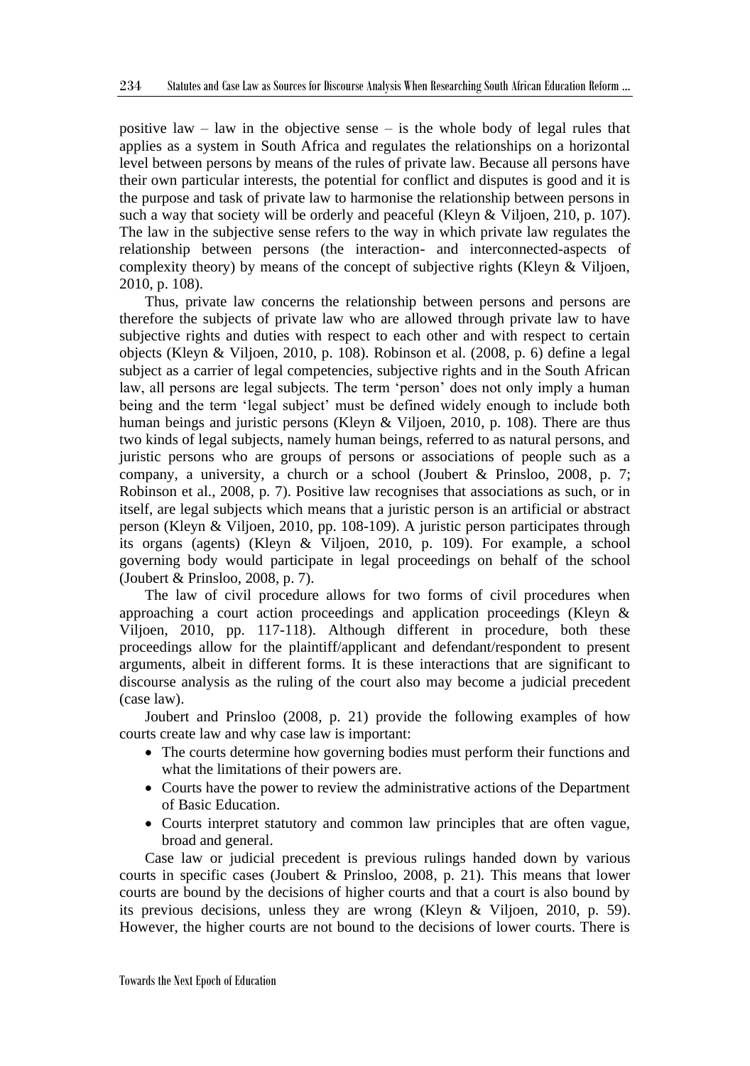positive law – law in the objective sense – is the whole body of legal rules that applies as a system in South Africa and regulates the relationships on a horizontal level between persons by means of the rules of private law. Because all persons have their own particular interests, the potential for conflict and disputes is good and it is the purpose and task of private law to harmonise the relationship between persons in such a way that society will be orderly and peaceful (Kleyn & Viljoen, 210, p. 107). The law in the subjective sense refers to the way in which private law regulates the relationship between persons (the interaction- and interconnected-aspects of complexity theory) by means of the concept of subjective rights (Kleyn & Viljoen, 2010, p. 108).

Thus, private law concerns the relationship between persons and persons are therefore the subjects of private law who are allowed through private law to have subjective rights and duties with respect to each other and with respect to certain objects (Kleyn & Viljoen, 2010, p. 108). Robinson et al. (2008, p. 6) define a legal subject as a carrier of legal competencies, subjective rights and in the South African law, all persons are legal subjects. The term 'person' does not only imply a human being and the term 'legal subject' must be defined widely enough to include both human beings and juristic persons (Kleyn & Viljoen, 2010, p. 108). There are thus two kinds of legal subjects, namely human beings, referred to as natural persons, and juristic persons who are groups of persons or associations of people such as a company, a university, a church or a school (Joubert & Prinsloo, 2008, p. 7; Robinson et al., 2008, p. 7). Positive law recognises that associations as such, or in itself, are legal subjects which means that a juristic person is an artificial or abstract person (Kleyn & Viljoen, 2010, pp. 108-109). A juristic person participates through its organs (agents) (Kleyn & Viljoen, 2010, p. 109). For example, a school governing body would participate in legal proceedings on behalf of the school (Joubert & Prinsloo, 2008, p. 7).

The law of civil procedure allows for two forms of civil procedures when approaching a court action proceedings and application proceedings (Kleyn & Viljoen, 2010, pp. 117-118). Although different in procedure, both these proceedings allow for the plaintiff/applicant and defendant/respondent to present arguments, albeit in different forms. It is these interactions that are significant to discourse analysis as the ruling of the court also may become a judicial precedent (case law).

Joubert and Prinsloo (2008, p. 21) provide the following examples of how courts create law and why case law is important:

- The courts determine how governing bodies must perform their functions and what the limitations of their powers are.
- Courts have the power to review the administrative actions of the Department of Basic Education.
- Courts interpret statutory and common law principles that are often vague, broad and general.

Case law or judicial precedent is previous rulings handed down by various courts in specific cases (Joubert & Prinsloo, 2008, p. 21). This means that lower courts are bound by the decisions of higher courts and that a court is also bound by its previous decisions, unless they are wrong (Kleyn & Viljoen, 2010, p. 59). However, the higher courts are not bound to the decisions of lower courts. There is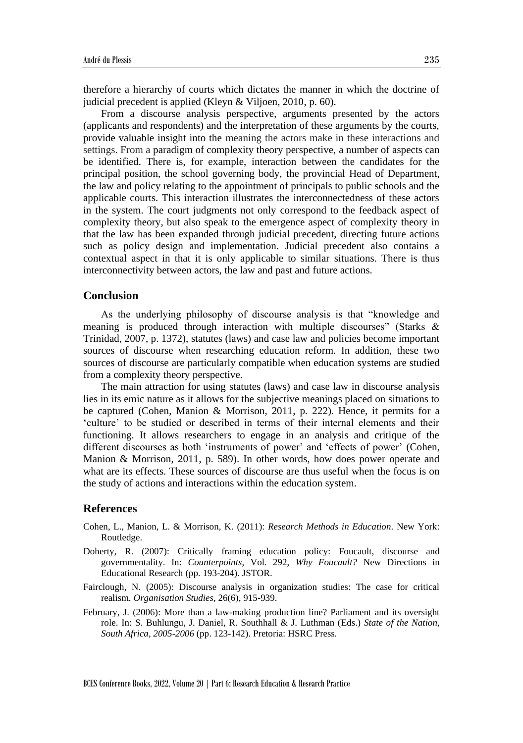therefore a hierarchy of courts which dictates the manner in which the doctrine of judicial precedent is applied (Kleyn & Viljoen, 2010, p. 60).

From a discourse analysis perspective, arguments presented by the actors (applicants and respondents) and the interpretation of these arguments by the courts, provide valuable insight into the meaning the actors make in these interactions and settings. From a paradigm of complexity theory perspective, a number of aspects can be identified. There is, for example, interaction between the candidates for the principal position, the school governing body, the provincial Head of Department, the law and policy relating to the appointment of principals to public schools and the applicable courts. This interaction illustrates the interconnectedness of these actors in the system. The court judgments not only correspond to the feedback aspect of complexity theory, but also speak to the emergence aspect of complexity theory in that the law has been expanded through judicial precedent, directing future actions such as policy design and implementation. Judicial precedent also contains a contextual aspect in that it is only applicable to similar situations. There is thus interconnectivity between actors, the law and past and future actions.

## Conclusion

As the underlying philosophy of discourse analysis is that "knowledge and meaning is produced through interaction with multiple discourses" (Starks & Trinidad, 2007, p. 1372), statutes (laws) and case law and policies become important sources of discourse when researching education reform. In addition, these two sources of discourse are particularly compatible when education systems are studied from a complexity theory perspective.

The main attraction for using statutes (laws) and case law in discourse analysis lies in its emic nature as it allows for the subjective meanings placed on situations to be captured (Cohen, Manion & Morrison, 2011, p. 222). Hence, it permits for a 'culture' to be studied or described in terms of their internal elements and their functioning. It allows researchers to engage in an analysis and critique of the different discourses as both 'instruments of power' and 'effects of power' (Cohen, Manion & Morrison, 2011, p. 589). In other words, how does power operate and what are its effects. These sources of discourse are thus useful when the focus is on the study of actions and interactions within the education system.

## References

Cohen, L., Manion, L. & Morrison, K. (2011): *Research Methods in Education*. New York: Routledge.

Doherty, R. (2007): Critically framing education policy: Foucault, discourse and governmentality. In: *Counterpoints*, Vol. 292, *Why Foucault?* New Directions in Educational Research (pp. 193-204). JSTOR.

Fairclough, N. (2005): Discourse analysis in organization studies: The case for critical realism. *Organisation Studies*, 26(6), 915-939.

February, J. (2006): More than a law-making production line? Parliament and its oversight role. In: S. Buhlungu, J. Daniel, R. Southhall & J. Luthman (Eds.) *State of the Nation, South Africa, 2005-2006* (pp. 123-142). Pretoria: HSRC Press.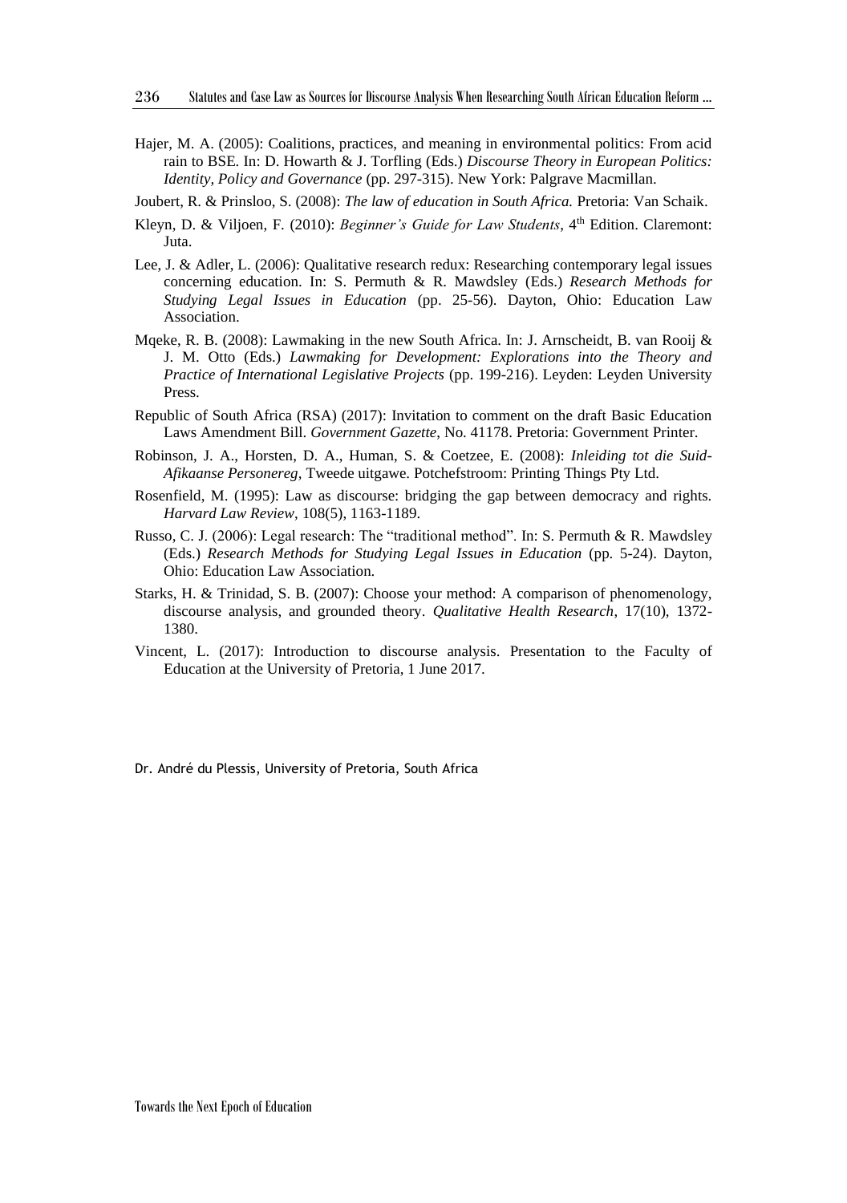Hajer, M. A. (2005): Coalitions, practices, and meaning in environmental politics: From acid rain to BSE. In: D. Howarth & J. Torfling (Eds.) *Discourse Theory in European Politics: Identity, Policy and Governance* (pp. 297-315). New York: Palgrave Macmillan.

Joubert, R. & Prinsloo, S. (2008): *The law of education in South Africa.* Pretoria: Van Schaik.

Kleyn, D. & Viljoen, F. (2010): *Beginner's Guide for Law Students*, 4th Edition. Claremont: Juta.

Lee, J. & Adler, L. (2006): Qualitative research redux: Researching contemporary legal issues concerning education. In: S. Permuth & R. Mawdsley (Eds.) *Research Methods for Studying Legal Issues in Education* (pp. 25-56). Dayton, Ohio: Education Law Association.

Mqeke, R. B. (2008): Lawmaking in the new South Africa. In: J. Arnscheidt, B. van Rooij & J. M. Otto (Eds.) *Lawmaking for Development: Explorations into the Theory and Practice of International Legislative Projects* (pp. 199-216). Leyden: Leyden University Press.

Republic of South Africa (RSA) (2017): Invitation to comment on the draft Basic Education Laws Amendment Bill. *Government Gazette*, No. 41178. Pretoria: Government Printer.

Robinson, J. A., Horsten, D. A., Human, S. & Coetzee, E. (2008): *Inleiding tot die Suid-Afikaanse Personereg*, Tweede uitgawe. Potchefstroom: Printing Things Pty Ltd.

Rosenfield, M. (1995): Law as discourse: bridging the gap between democracy and rights. *Harvard Law Review*, 108(5), 1163-1189.

Russo, C. J. (2006): Legal research: The "traditional method". In: S. Permuth & R. Mawdsley (Eds.) *Research Methods for Studying Legal Issues in Education* (pp. 5-24). Dayton, Ohio: Education Law Association.

Starks, H. & Trinidad, S. B. (2007): Choose your method: A comparison of phenomenology, discourse analysis, and grounded theory. *Qualitative Health Research*, 17(10), 1372-1380.

Vincent, L. (2017): Introduction to discourse analysis. Presentation to the Faculty of Education at the University of Pretoria, 1 June 2017.

Dr. André du Plessis, University of Pretoria, South Africa